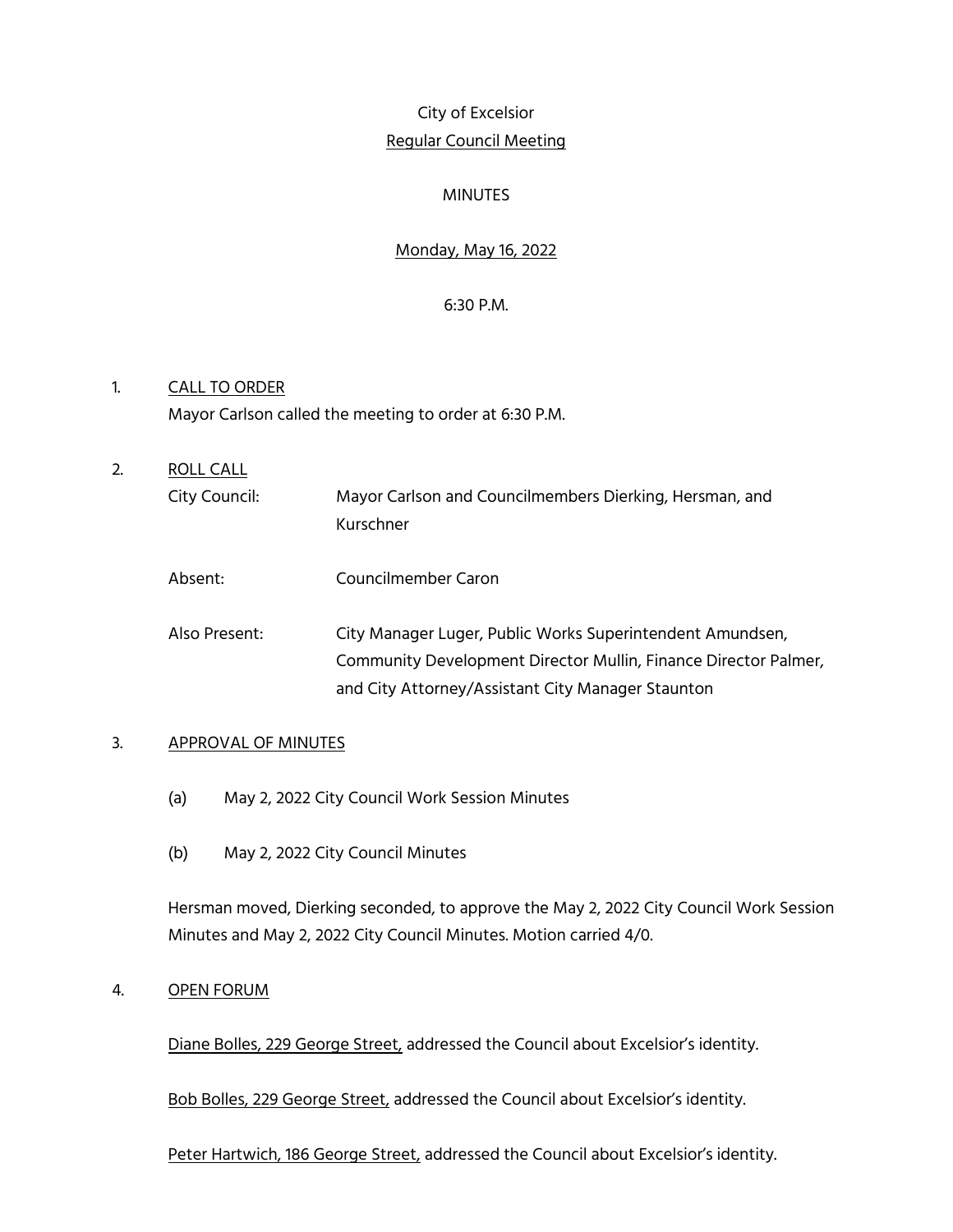City of Excelsior

Regular Council Meeting

MINUTES

Monday, May 16, 2022

6:30 P.M.

1. CALL TO ORDER

   Mayor Carlson called the meeting to order at 6:30 P.M.

2. ROLL CALL

| | |
|---|---|
| City Council: | Mayor Carlson and Councilmembers Dierking, Hersman, and Kurschner |
| Absent: | Councilmember Caron |
| Also Present: | City Manager Luger, Public Works Superintendent Amundsen, Community Development Director Mullin, Finance Director Palmer, and City Attorney/Assistant City Manager Staunton |

3. APPROVAL OF MINUTES

   (a) May 2, 2022 City Council Work Session Minutes

   (b) May 2, 2022 City Council Minutes

   Hersman moved, Dierking seconded, to approve the May 2, 2022 City Council Work Session Minutes and May 2, 2022 City Council Minutes. Motion carried 4/0.

4. OPEN FORUM

   Diane Bolles, 229 George Street, addressed the Council about Excelsior's identity.

   Bob Bolles, 229 George Street, addressed the Council about Excelsior's identity.

   Peter Hartwich, 186 George Street, addressed the Council about Excelsior's identity.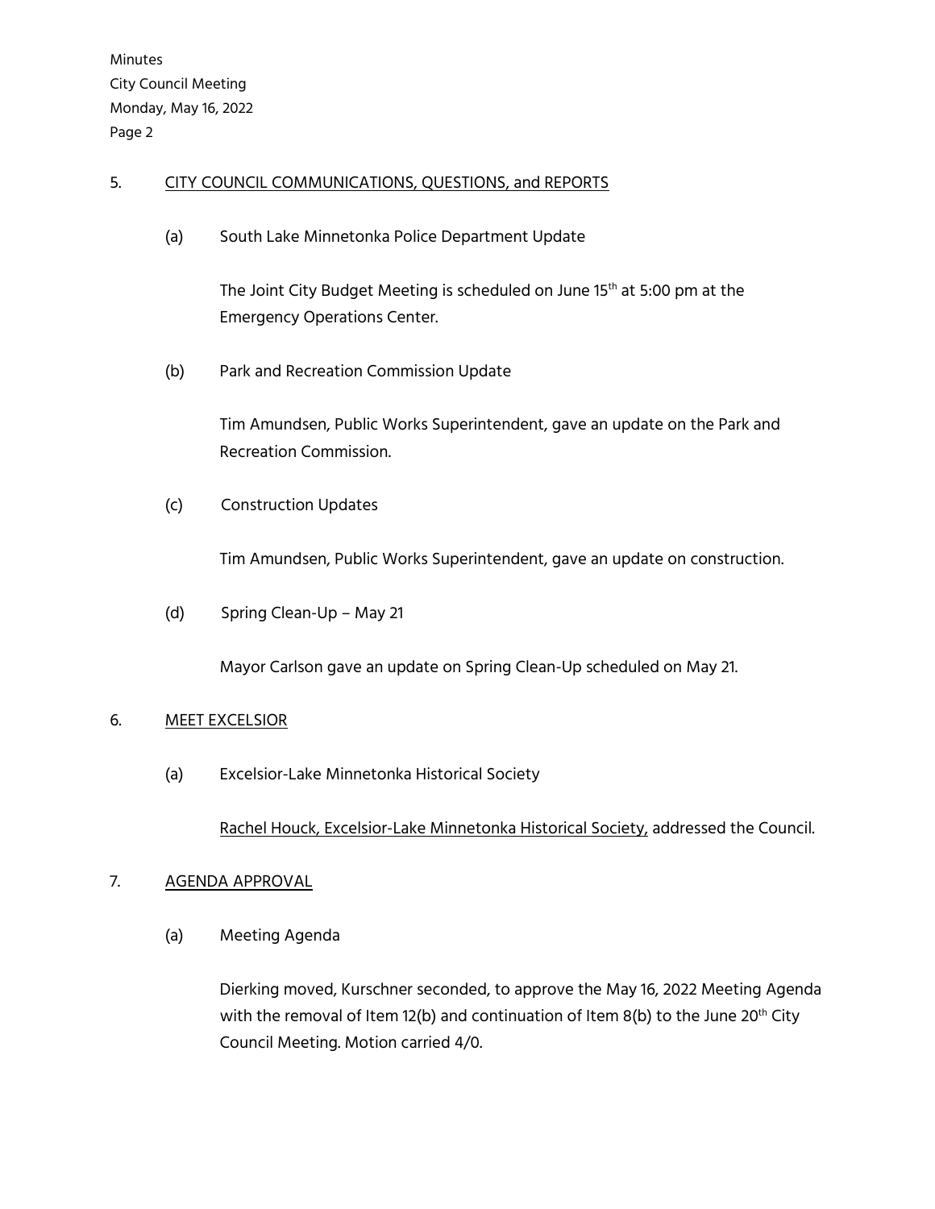5. CITY COUNCIL COMMUNICATIONS, QUESTIONS, and REPORTS

   (a) South Lake Minnetonka Police Department Update

   The Joint City Budget Meeting is scheduled on June 15th at 5:00 pm at the Emergency Operations Center.

   (b) Park and Recreation Commission Update

   Tim Amundsen, Public Works Superintendent, gave an update on the Park and Recreation Commission.

   (c) Construction Updates

   Tim Amundsen, Public Works Superintendent, gave an update on construction.

   (d) Spring Clean-Up – May 21

   Mayor Carlson gave an update on Spring Clean-Up scheduled on May 21.

6. MEET EXCELSIOR

   (a) Excelsior-Lake Minnetonka Historical Society

   Rachel Houck, Excelsior-Lake Minnetonka Historical Society, addressed the Council.

7. AGENDA APPROVAL

   (a) Meeting Agenda

   Dierking moved, Kurschner seconded, to approve the May 16, 2022 Meeting Agenda with the removal of Item 12(b) and continuation of Item 8(b) to the June 20th City Council Meeting. Motion carried 4/0.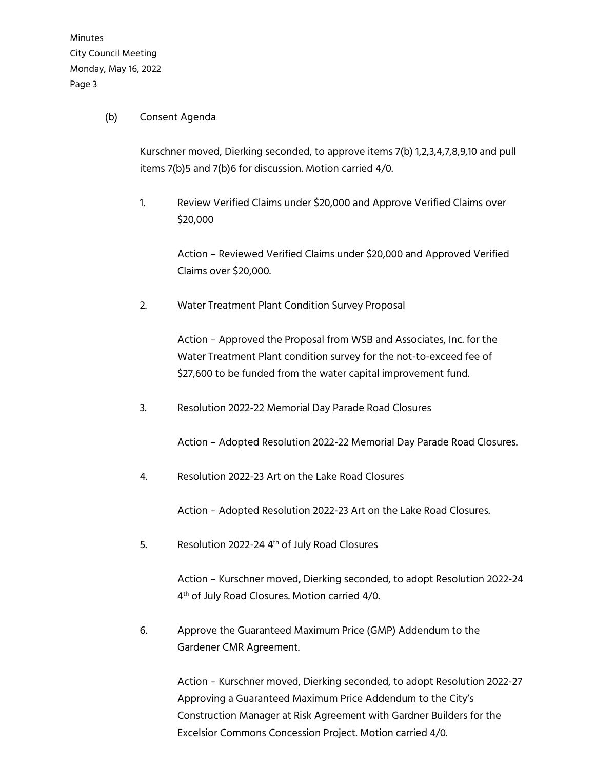(b) Consent Agenda

Kurschner moved, Dierking seconded, to approve items 7(b) 1,2,3,4,7,8,9,10 and pull items 7(b)5 and 7(b)6 for discussion. Motion carried 4/0.

1. Review Verified Claims under $20,000 and Approve Verified Claims over $20,000

   Action – Reviewed Verified Claims under $20,000 and Approved Verified Claims over $20,000.

2. Water Treatment Plant Condition Survey Proposal

   Action – Approved the Proposal from WSB and Associates, Inc. for the Water Treatment Plant condition survey for the not-to-exceed fee of $27,600 to be funded from the water capital improvement fund.

3. Resolution 2022-22 Memorial Day Parade Road Closures

   Action – Adopted Resolution 2022-22 Memorial Day Parade Road Closures.

4. Resolution 2022-23 Art on the Lake Road Closures

   Action – Adopted Resolution 2022-23 Art on the Lake Road Closures.

5. Resolution 2022-24 4th of July Road Closures

   Action – Kurschner moved, Dierking seconded, to adopt Resolution 2022-24 4th of July Road Closures. Motion carried 4/0.

6. Approve the Guaranteed Maximum Price (GMP) Addendum to the Gardener CMR Agreement.

   Action – Kurschner moved, Dierking seconded, to adopt Resolution 2022-27 Approving a Guaranteed Maximum Price Addendum to the City's Construction Manager at Risk Agreement with Gardner Builders for the Excelsior Commons Concession Project. Motion carried 4/0.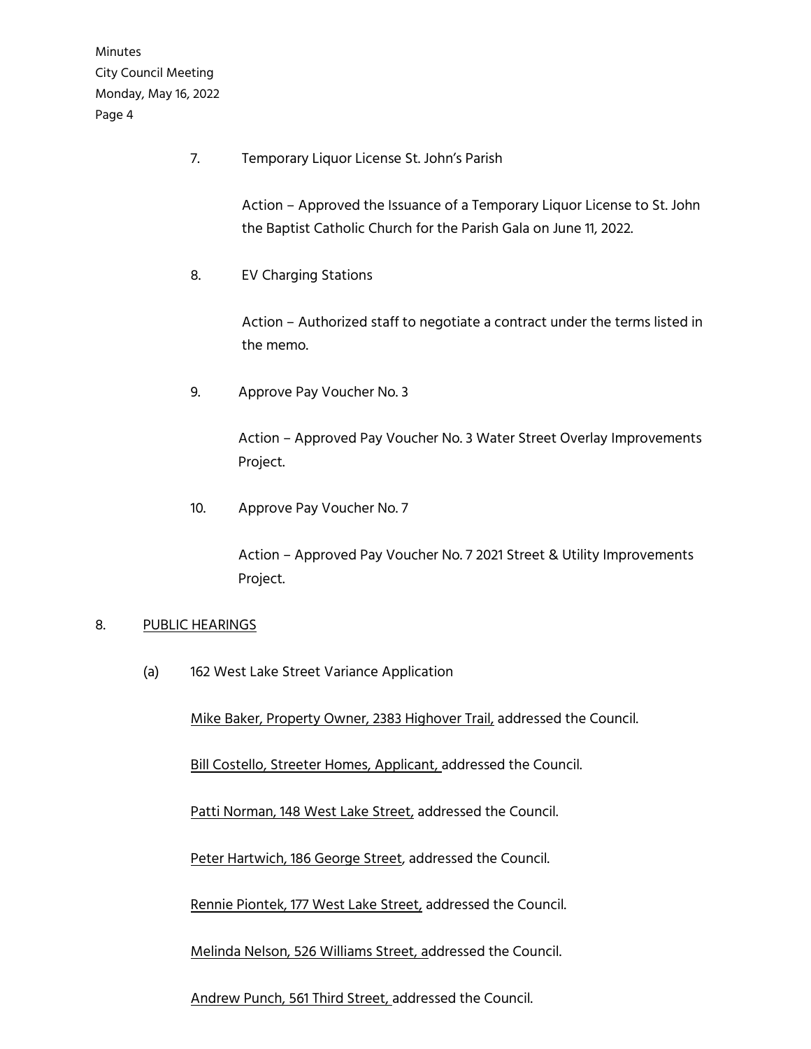7. Temporary Liquor License St. John's Parish

   Action – Approved the Issuance of a Temporary Liquor License to St. John the Baptist Catholic Church for the Parish Gala on June 11, 2022.

8. EV Charging Stations

   Action – Authorized staff to negotiate a contract under the terms listed in the memo.

9. Approve Pay Voucher No. 3

   Action – Approved Pay Voucher No. 3 Water Street Overlay Improvements Project.

10. Approve Pay Voucher No. 7

    Action – Approved Pay Voucher No. 7 2021 Street & Utility Improvements Project.

## 8. PUBLIC HEARINGS

(a) 162 West Lake Street Variance Application

Mike Baker, Property Owner, 2383 Highover Trail, addressed the Council.

Bill Costello, Streeter Homes, Applicant, addressed the Council.

Patti Norman, 148 West Lake Street, addressed the Council.

Peter Hartwich, 186 George Street, addressed the Council.

Rennie Piontek, 177 West Lake Street, addressed the Council.

Melinda Nelson, 526 Williams Street, addressed the Council.

Andrew Punch, 561 Third Street, addressed the Council.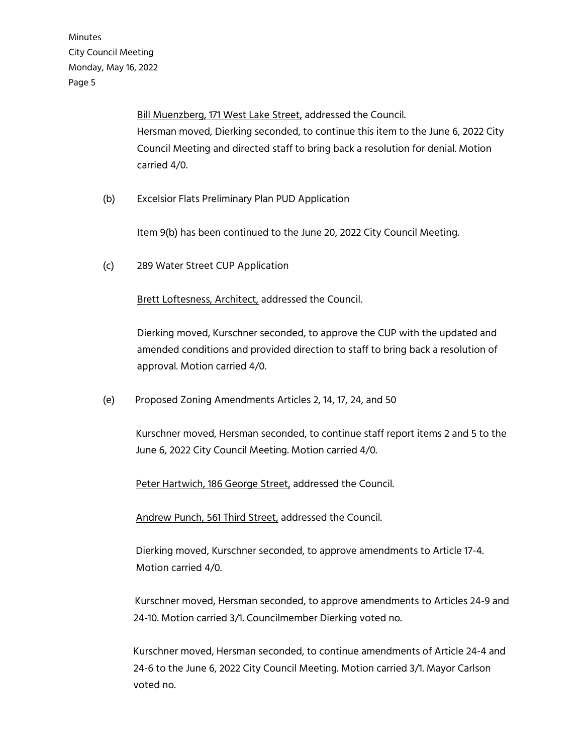Bill Muenzberg, 171 West Lake Street, addressed the Council.
Hersman moved, Dierking seconded, to continue this item to the June 6, 2022 City Council Meeting and directed staff to bring back a resolution for denial. Motion carried 4/0.

(b) Excelsior Flats Preliminary Plan PUD Application

Item 9(b) has been continued to the June 20, 2022 City Council Meeting.

(c) 289 Water Street CUP Application

Brett Loftesness, Architect, addressed the Council.

Dierking moved, Kurschner seconded, to approve the CUP with the updated and amended conditions and provided direction to staff to bring back a resolution of approval. Motion carried 4/0.

(e) Proposed Zoning Amendments Articles 2, 14, 17, 24, and 50

Kurschner moved, Hersman seconded, to continue staff report items 2 and 5 to the June 6, 2022 City Council Meeting. Motion carried 4/0.

Peter Hartwich, 186 George Street, addressed the Council.

Andrew Punch, 561 Third Street, addressed the Council.

Dierking moved, Kurschner seconded, to approve amendments to Article 17-4. Motion carried 4/0.

Kurschner moved, Hersman seconded, to approve amendments to Articles 24-9 and 24-10. Motion carried 3/1. Councilmember Dierking voted no.

Kurschner moved, Hersman seconded, to continue amendments of Article 24-4 and 24-6 to the June 6, 2022 City Council Meeting. Motion carried 3/1. Mayor Carlson voted no.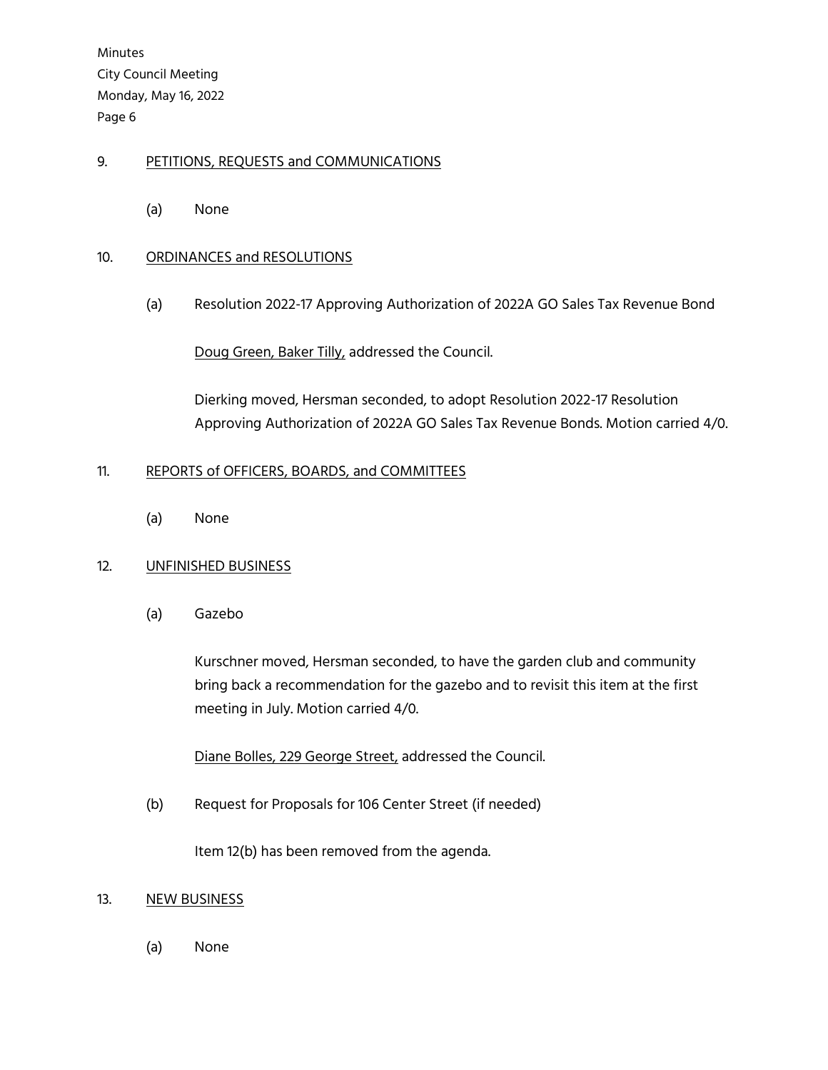9. PETITIONS, REQUESTS and COMMUNICATIONS

   (a) None

10. ORDINANCES and RESOLUTIONS

   (a) Resolution 2022-17 Approving Authorization of 2022A GO Sales Tax Revenue Bond

   Doug Green, Baker Tilly, addressed the Council.

   Dierking moved, Hersman seconded, to adopt Resolution 2022-17 Resolution Approving Authorization of 2022A GO Sales Tax Revenue Bonds. Motion carried 4/0.

11. REPORTS of OFFICERS, BOARDS, and COMMITTEES

   (a) None

12. UNFINISHED BUSINESS

   (a) Gazebo

   Kurschner moved, Hersman seconded, to have the garden club and community bring back a recommendation for the gazebo and to revisit this item at the first meeting in July. Motion carried 4/0.

   Diane Bolles, 229 George Street, addressed the Council.

   (b) Request for Proposals for 106 Center Street (if needed)

   Item 12(b) has been removed from the agenda.

13. NEW BUSINESS

   (a) None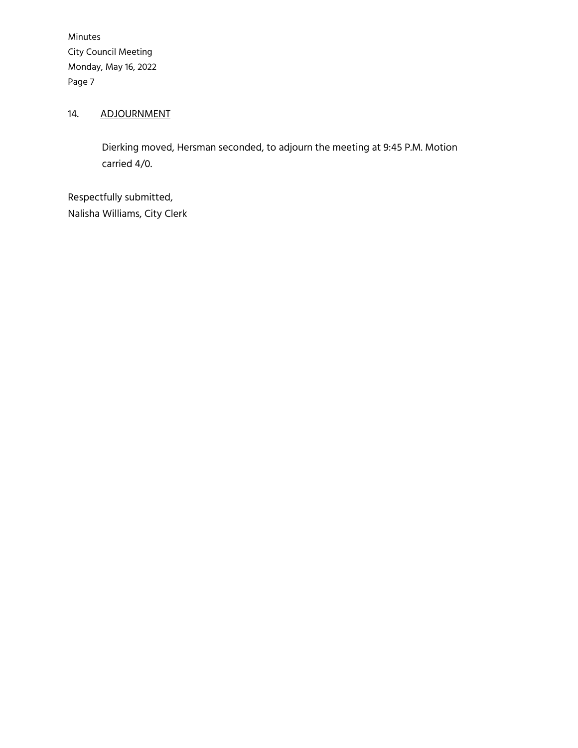## 14. ADJOURNMENT

Dierking moved, Hersman seconded, to adjourn the meeting at 9:45 P.M. Motion carried 4/0.

Respectfully submitted,
Nalisha Williams, City Clerk